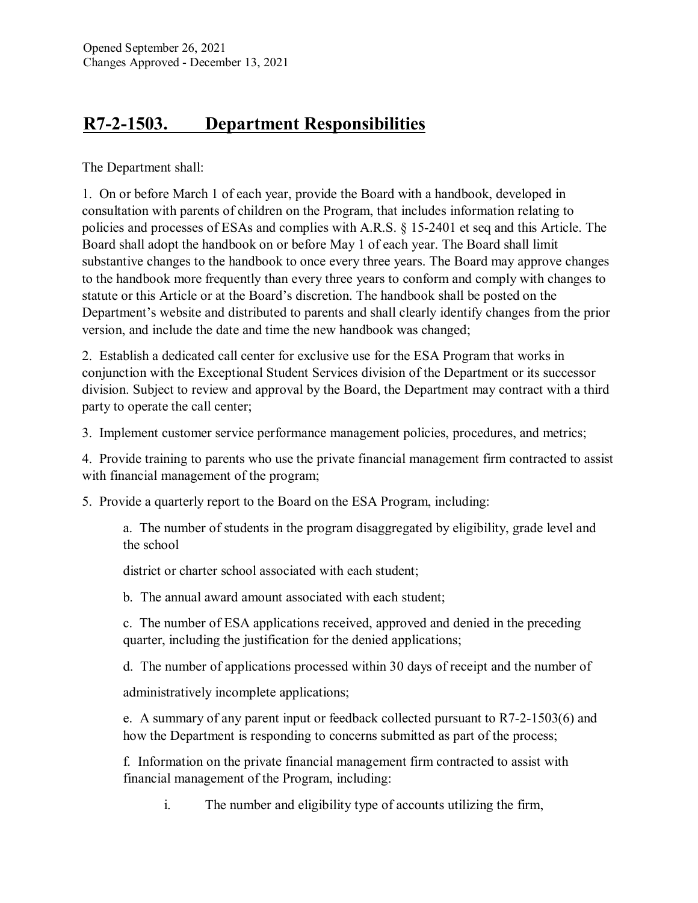Opened September 26, 2021
Changes Approved - December 13, 2021

# R7-2-1503. Department Responsibilities

The Department shall:

1. On or before March 1 of each year, provide the Board with a handbook, developed in consultation with parents of children on the Program, that includes information relating to policies and processes of ESAs and complies with A.R.S. § 15-2401 et seq and this Article. The Board shall adopt the handbook on or before May 1 of each year. The Board shall limit substantive changes to the handbook to once every three years. The Board may approve changes to the handbook more frequently than every three years to conform and comply with changes to statute or this Article or at the Board's discretion. The handbook shall be posted on the Department's website and distributed to parents and shall clearly identify changes from the prior version, and include the date and time the new handbook was changed;

2. Establish a dedicated call center for exclusive use for the ESA Program that works in conjunction with the Exceptional Student Services division of the Department or its successor division. Subject to review and approval by the Board, the Department may contract with a third party to operate the call center;

3. Implement customer service performance management policies, procedures, and metrics;

4. Provide training to parents who use the private financial management firm contracted to assist with financial management of the program;

5. Provide a quarterly report to the Board on the ESA Program, including:

    a. The number of students in the program disaggregated by eligibility, grade level and the school

    district or charter school associated with each student;

    b. The annual award amount associated with each student;

    c. The number of ESA applications received, approved and denied in the preceding quarter, including the justification for the denied applications;

    d. The number of applications processed within 30 days of receipt and the number of

    administratively incomplete applications;

    e. A summary of any parent input or feedback collected pursuant to R7-2-1503(6) and how the Department is responding to concerns submitted as part of the process;

    f. Information on the private financial management firm contracted to assist with financial management of the Program, including:

        i. The number and eligibility type of accounts utilizing the firm,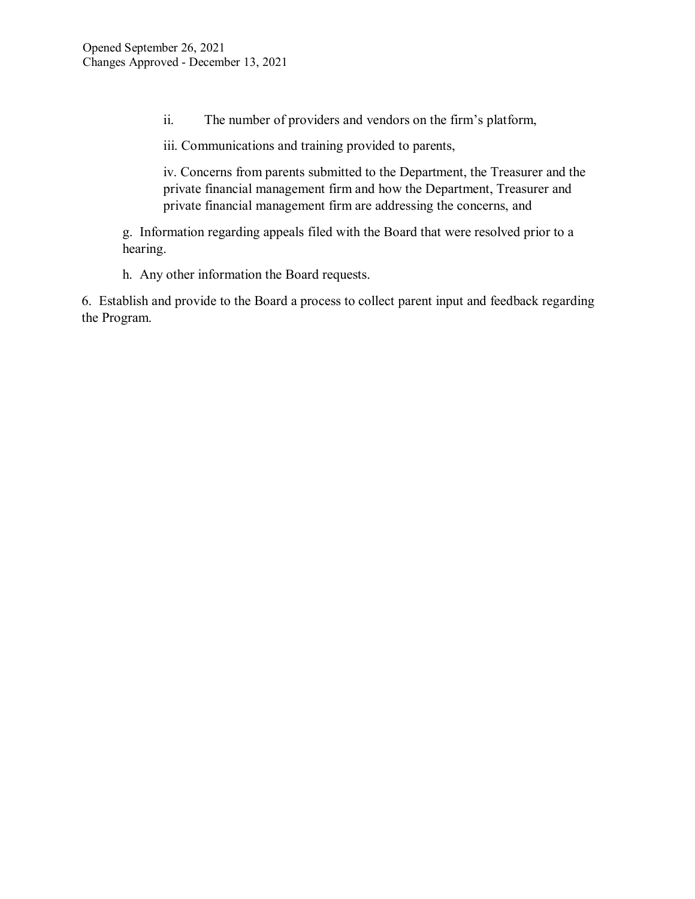ii. The number of providers and vendors on the firm's platform,

iii. Communications and training provided to parents,

iv. Concerns from parents submitted to the Department, the Treasurer and the private financial management firm and how the Department, Treasurer and private financial management firm are addressing the concerns, and

g. Information regarding appeals filed with the Board that were resolved prior to a hearing.

h. Any other information the Board requests.

6. Establish and provide to the Board a process to collect parent input and feedback regarding the Program.